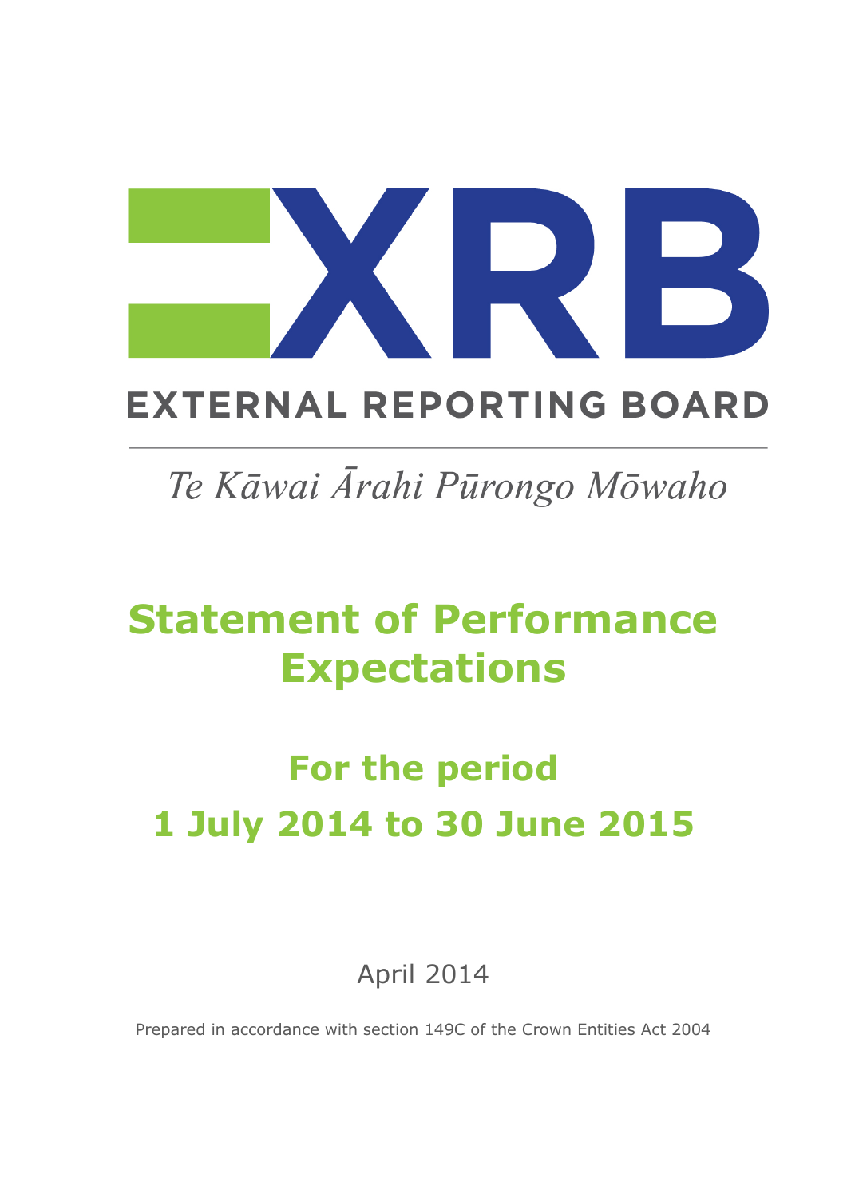# XRB

**EXTERNAL REPORTING BOARD**

*Te Kāwai Ārahi Pūrongo Mōwaho*

# Statement of Performance Expectations

## For the period 1 July 2014 to 30 June 2015

April 2014

Prepared in accordance with section 149C of the Crown Entities Act 2004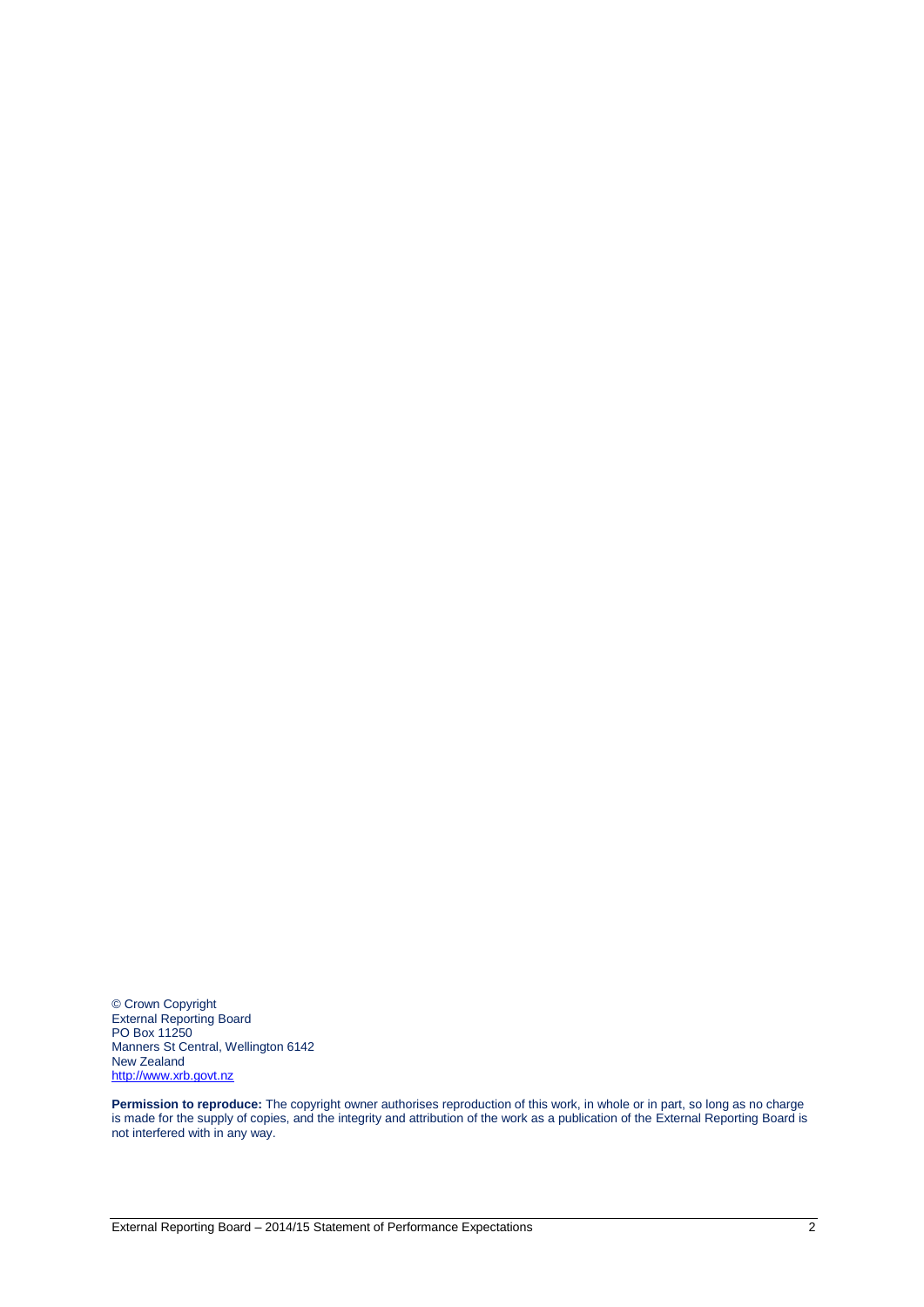© Crown Copyright
External Reporting Board
PO Box 11250
Manners St Central, Wellington 6142
New Zealand
http://www.xrb.govt.nz

**Permission to reproduce:** The copyright owner authorises reproduction of this work, in whole or in part, so long as no charge is made for the supply of copies, and the integrity and attribution of the work as a publication of the External Reporting Board is not interfered with in any way.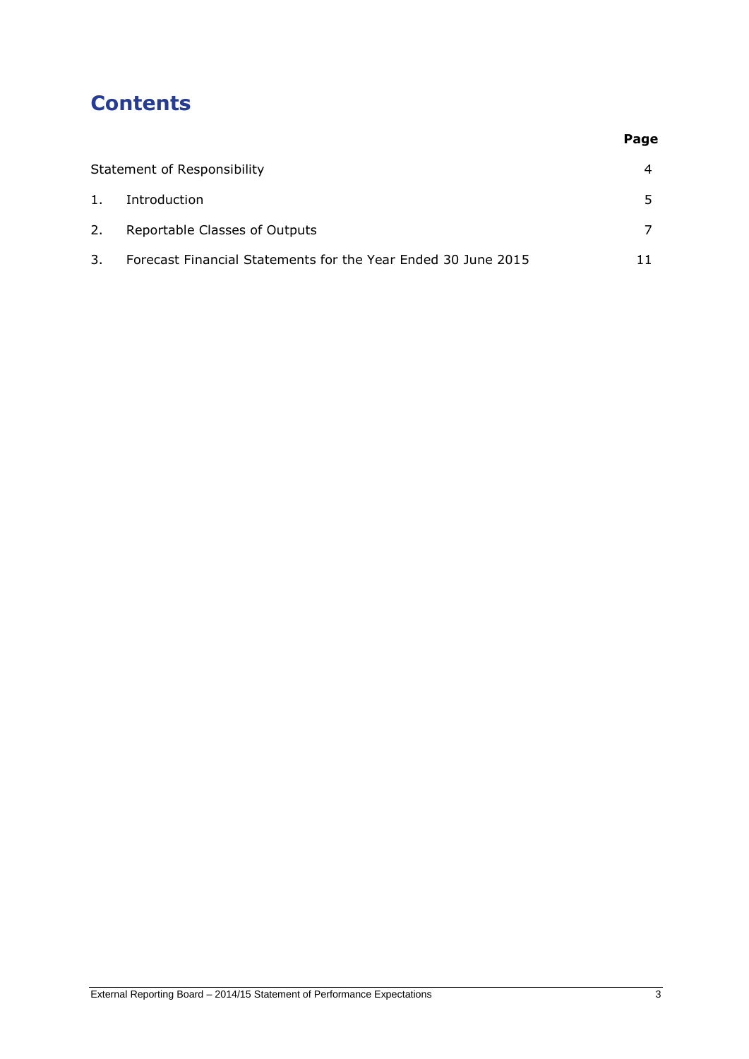# Contents

| | | Page |
|---|---|---|
| Statement of Responsibility | | 4 |
| 1. | Introduction | 5 |
| 2. | Reportable Classes of Outputs | 7 |
| 3. | Forecast Financial Statements for the Year Ended 30 June 2015 | 11 |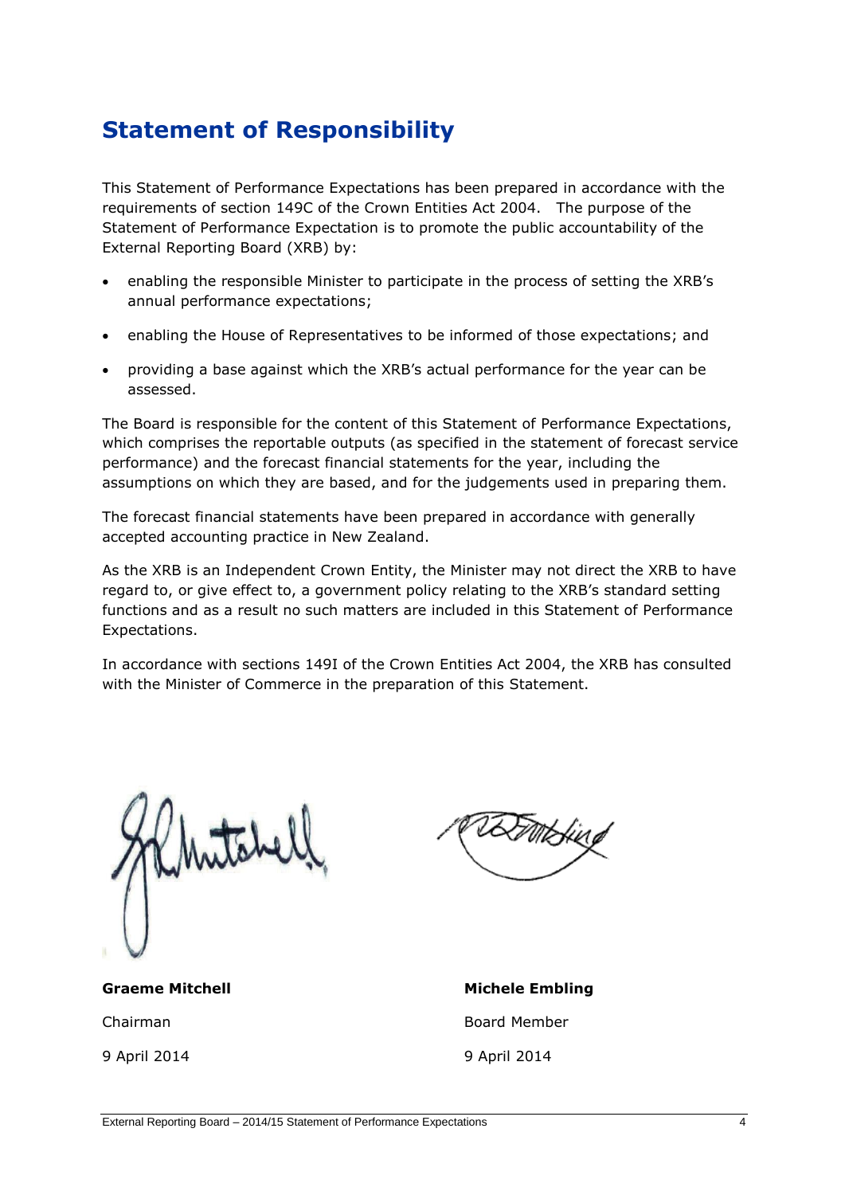# Statement of Responsibility

This Statement of Performance Expectations has been prepared in accordance with the requirements of section 149C of the Crown Entities Act 2004. The purpose of the Statement of Performance Expectation is to promote the public accountability of the External Reporting Board (XRB) by:

- enabling the responsible Minister to participate in the process of setting the XRB's annual performance expectations;
- enabling the House of Representatives to be informed of those expectations; and
- providing a base against which the XRB's actual performance for the year can be assessed.

The Board is responsible for the content of this Statement of Performance Expectations, which comprises the reportable outputs (as specified in the statement of forecast service performance) and the forecast financial statements for the year, including the assumptions on which they are based, and for the judgements used in preparing them.

The forecast financial statements have been prepared in accordance with generally accepted accounting practice in New Zealand.

As the XRB is an Independent Crown Entity, the Minister may not direct the XRB to have regard to, or give effect to, a government policy relating to the XRB's standard setting functions and as a result no such matters are included in this Statement of Performance Expectations.

In accordance with sections 149I of the Crown Entities Act 2004, the XRB has consulted with the Minister of Commerce in the preparation of this Statement.

| | |
|---|---|
| **Graeme Mitchell** | **Michele Embling** |
| Chairman | Board Member |
| 9 April 2014 | 9 April 2014 |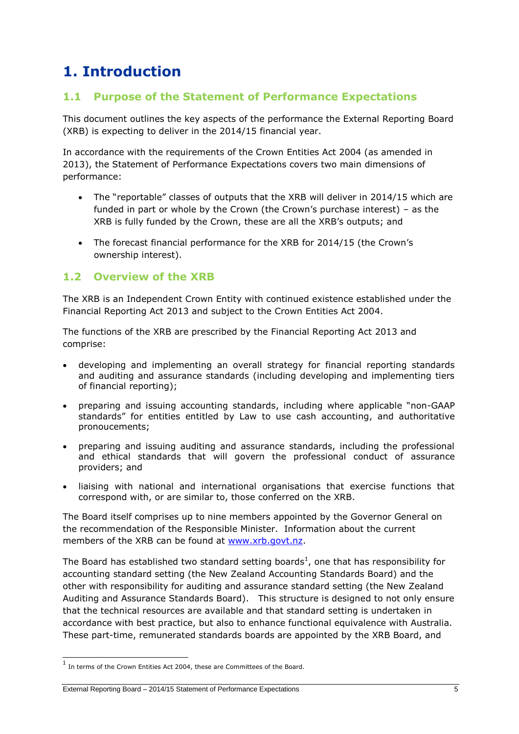# 1. Introduction

## 1.1 Purpose of the Statement of Performance Expectations

This document outlines the key aspects of the performance the External Reporting Board (XRB) is expecting to deliver in the 2014/15 financial year.

In accordance with the requirements of the Crown Entities Act 2004 (as amended in 2013), the Statement of Performance Expectations covers two main dimensions of performance:

- The "reportable" classes of outputs that the XRB will deliver in 2014/15 which are funded in part or whole by the Crown (the Crown's purchase interest) – as the XRB is fully funded by the Crown, these are all the XRB's outputs; and
- The forecast financial performance for the XRB for 2014/15 (the Crown's ownership interest).

## 1.2 Overview of the XRB

The XRB is an Independent Crown Entity with continued existence established under the Financial Reporting Act 2013 and subject to the Crown Entities Act 2004.

The functions of the XRB are prescribed by the Financial Reporting Act 2013 and comprise:

- developing and implementing an overall strategy for financial reporting standards and auditing and assurance standards (including developing and implementing tiers of financial reporting);
- preparing and issuing accounting standards, including where applicable "non-GAAP standards" for entities entitled by Law to use cash accounting, and authoritative pronoucements;
- preparing and issuing auditing and assurance standards, including the professional and ethical standards that will govern the professional conduct of assurance providers; and
- liaising with national and international organisations that exercise functions that correspond with, or are similar to, those conferred on the XRB.

The Board itself comprises up to nine members appointed by the Governor General on the recommendation of the Responsible Minister. Information about the current members of the XRB can be found at [www.xrb.govt.nz](http://www.xrb.govt.nz).

The Board has established two standard setting boards[1], one that has responsibility for accounting standard setting (the New Zealand Accounting Standards Board) and the other with responsibility for auditing and assurance standard setting (the New Zealand Auditing and Assurance Standards Board). This structure is designed to not only ensure that the technical resources are available and that standard setting is undertaken in accordance with best practice, but also to enhance functional equivalence with Australia. These part-time, remunerated standards boards are appointed by the XRB Board, and

[1] In terms of the Crown Entities Act 2004, these are Committees of the Board.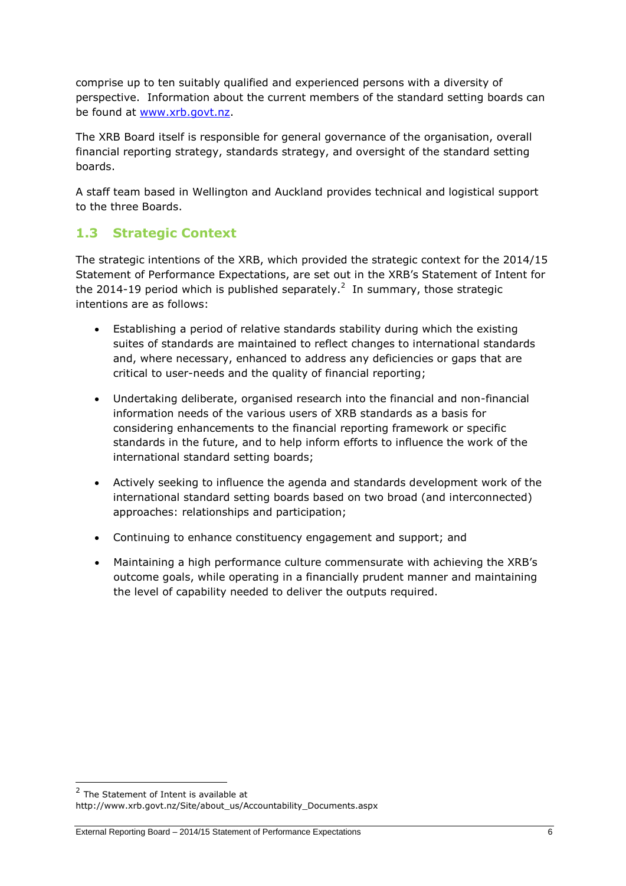comprise up to ten suitably qualified and experienced persons with a diversity of perspective. Information about the current members of the standard setting boards can be found at [www.xrb.govt.nz](http://www.xrb.govt.nz).

The XRB Board itself is responsible for general governance of the organisation, overall financial reporting strategy, standards strategy, and oversight of the standard setting boards.

A staff team based in Wellington and Auckland provides technical and logistical support to the three Boards.

## 1.3 Strategic Context

The strategic intentions of the XRB, which provided the strategic context for the 2014/15 Statement of Performance Expectations, are set out in the XRB's Statement of Intent for the 2014-19 period which is published separately.[2] In summary, those strategic intentions are as follows:

- Establishing a period of relative standards stability during which the existing suites of standards are maintained to reflect changes to international standards and, where necessary, enhanced to address any deficiencies or gaps that are critical to user-needs and the quality of financial reporting;
- Undertaking deliberate, organised research into the financial and non-financial information needs of the various users of XRB standards as a basis for considering enhancements to the financial reporting framework or specific standards in the future, and to help inform efforts to influence the work of the international standard setting boards;
- Actively seeking to influence the agenda and standards development work of the international standard setting boards based on two broad (and interconnected) approaches: relationships and participation;
- Continuing to enhance constituency engagement and support; and
- Maintaining a high performance culture commensurate with achieving the XRB's outcome goals, while operating in a financially prudent manner and maintaining the level of capability needed to deliver the outputs required.

---

[2] The Statement of Intent is available at http://www.xrb.govt.nz/Site/about_us/Accountability_Documents.aspx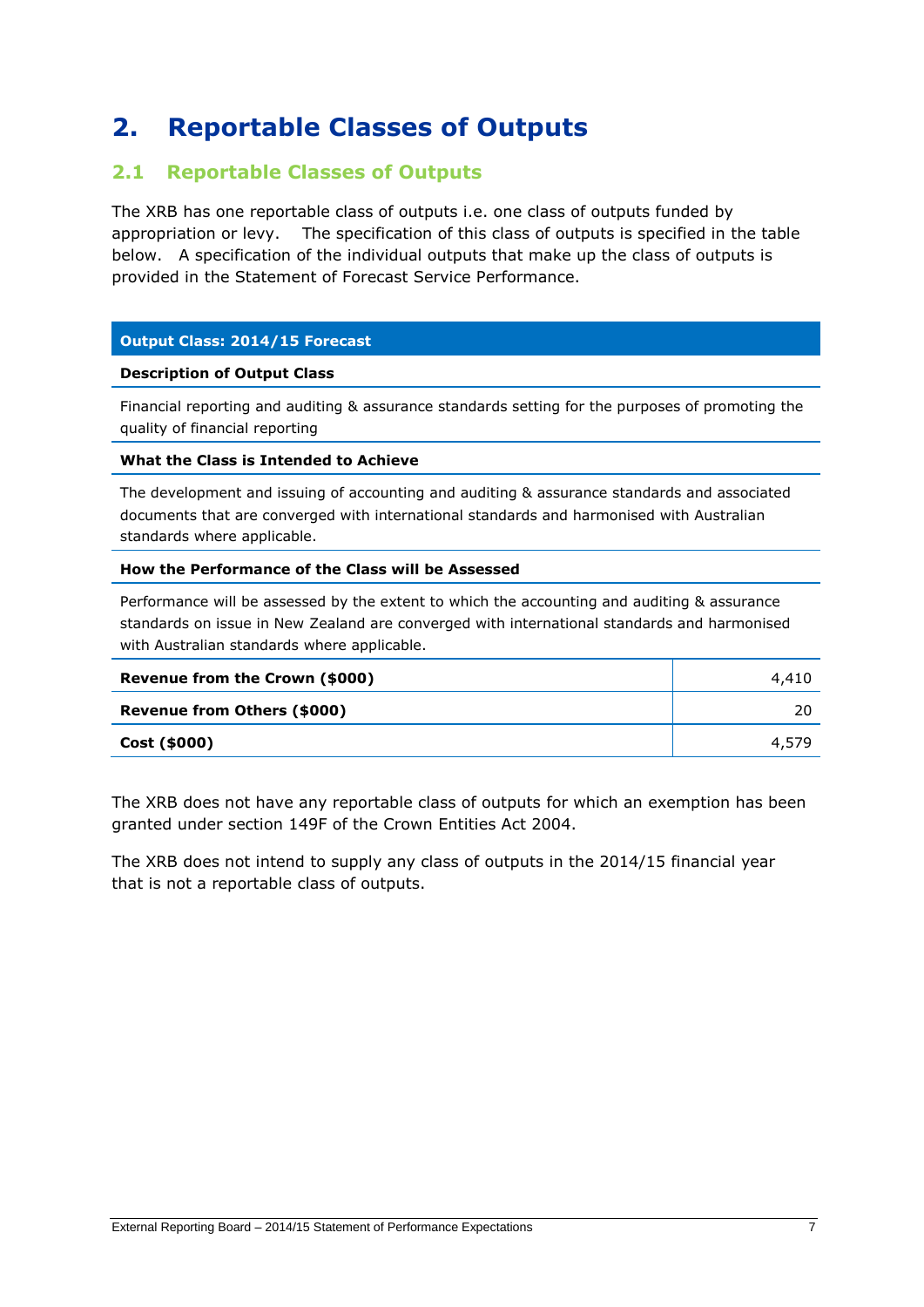# 2. Reportable Classes of Outputs

## 2.1 Reportable Classes of Outputs

The XRB has one reportable class of outputs i.e. one class of outputs funded by appropriation or levy. The specification of this class of outputs is specified in the table below. A specification of the individual outputs that make up the class of outputs is provided in the Statement of Forecast Service Performance.

| Output Class: 2014/15 Forecast | |
|---|---|
| **Description of Output Class** | |
| Financial reporting and auditing & assurance standards setting for the purposes of promoting the quality of financial reporting | |
| **What the Class is Intended to Achieve** | |
| The development and issuing of accounting and auditing & assurance standards and associated documents that are converged with international standards and harmonised with Australian standards where applicable. | |
| **How the Performance of the Class will be Assessed** | |
| Performance will be assessed by the extent to which the accounting and auditing & assurance standards on issue in New Zealand are converged with international standards and harmonised with Australian standards where applicable. | |
| **Revenue from the Crown ($000)** | 4,410 |
| **Revenue from Others ($000)** | 20 |
| **Cost ($000)** | 4,579 |

The XRB does not have any reportable class of outputs for which an exemption has been granted under section 149F of the Crown Entities Act 2004.

The XRB does not intend to supply any class of outputs in the 2014/15 financial year that is not a reportable class of outputs.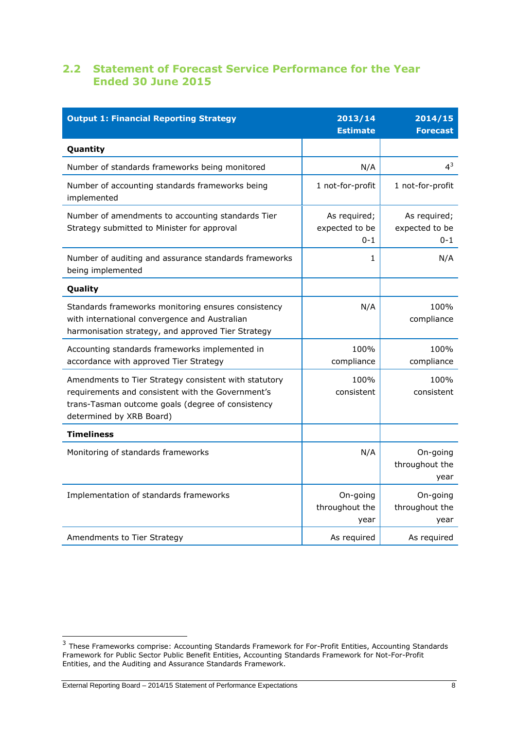## 2.2 Statement of Forecast Service Performance for the Year Ended 30 June 2015

| Output 1: Financial Reporting Strategy | 2013/14 Estimate | 2014/15 Forecast |
|---|---|---|
| **Quantity** | | |
| Number of standards frameworks being monitored | N/A | 4[3] |
| Number of accounting standards frameworks being implemented | 1 not-for-profit | 1 not-for-profit |
| Number of amendments to accounting standards Tier Strategy submitted to Minister for approval | As required; expected to be 0-1 | As required; expected to be 0-1 |
| Number of auditing and assurance standards frameworks being implemented | 1 | N/A |
| **Quality** | | |
| Standards frameworks monitoring ensures consistency with international convergence and Australian harmonisation strategy, and approved Tier Strategy | N/A | 100% compliance |
| Accounting standards frameworks implemented in accordance with approved Tier Strategy | 100% compliance | 100% compliance |
| Amendments to Tier Strategy consistent with statutory requirements and consistent with the Government's trans-Tasman outcome goals (degree of consistency determined by XRB Board) | 100% consistent | 100% consistent |
| **Timeliness** | | |
| Monitoring of standards frameworks | N/A | On-going throughout the year |
| Implementation of standards frameworks | On-going throughout the year | On-going throughout the year |
| Amendments to Tier Strategy | As required | As required |

[3] These Frameworks comprise: Accounting Standards Framework for For-Profit Entities, Accounting Standards Framework for Public Sector Public Benefit Entities, Accounting Standards Framework for Not-For-Profit Entities, and the Auditing and Assurance Standards Framework.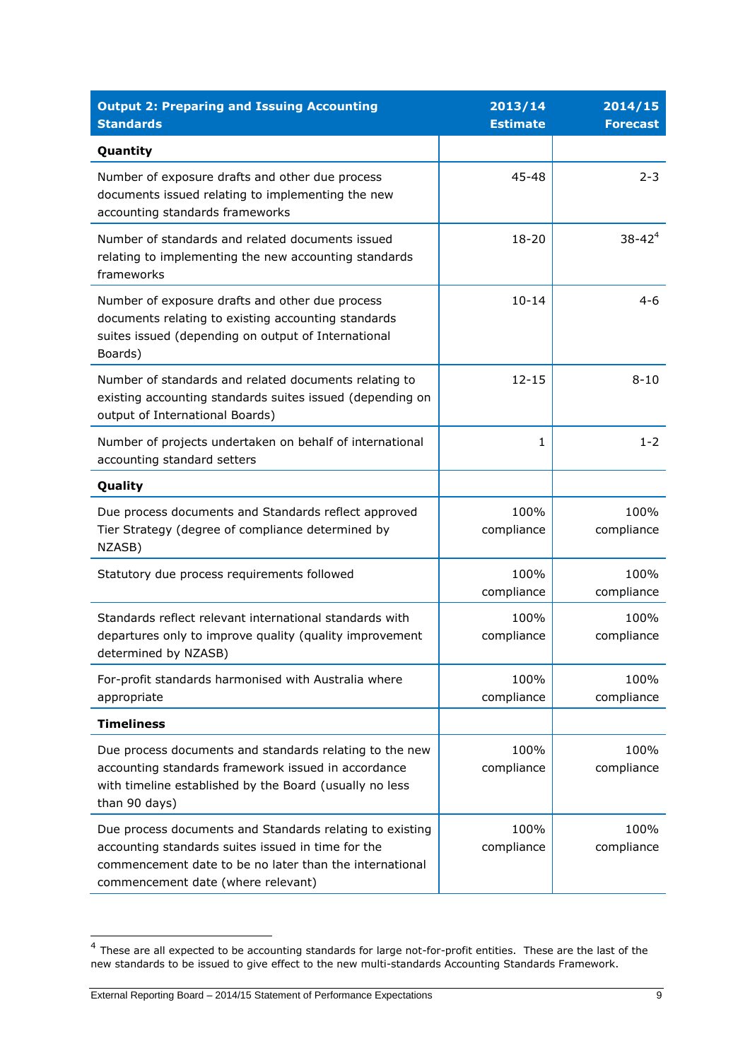| Output 2: Preparing and Issuing Accounting Standards | 2013/14 Estimate | 2014/15 Forecast |
|---|---|---|
| **Quantity** | | |
| Number of exposure drafts and other due process documents issued relating to implementing the new accounting standards frameworks | 45-48 | 2-3 |
| Number of standards and related documents issued relating to implementing the new accounting standards frameworks | 18-20 | 38-42[4] |
| Number of exposure drafts and other due process documents relating to existing accounting standards suites issued (depending on output of International Boards) | 10-14 | 4-6 |
| Number of standards and related documents relating to existing accounting standards suites issued (depending on output of International Boards) | 12-15 | 8-10 |
| Number of projects undertaken on behalf of international accounting standard setters | 1 | 1-2 |
| **Quality** | | |
| Due process documents and Standards reflect approved Tier Strategy (degree of compliance determined by NZASB) | 100% compliance | 100% compliance |
| Statutory due process requirements followed | 100% compliance | 100% compliance |
| Standards reflect relevant international standards with departures only to improve quality (quality improvement determined by NZASB) | 100% compliance | 100% compliance |
| For-profit standards harmonised with Australia where appropriate | 100% compliance | 100% compliance |
| **Timeliness** | | |
| Due process documents and standards relating to the new accounting standards framework issued in accordance with timeline established by the Board (usually no less than 90 days) | 100% compliance | 100% compliance |
| Due process documents and Standards relating to existing accounting standards suites issued in time for the commencement date to be no later than the international commencement date (where relevant) | 100% compliance | 100% compliance |

[4] These are all expected to be accounting standards for large not-for-profit entities. These are the last of the new standards to be issued to give effect to the new multi-standards Accounting Standards Framework.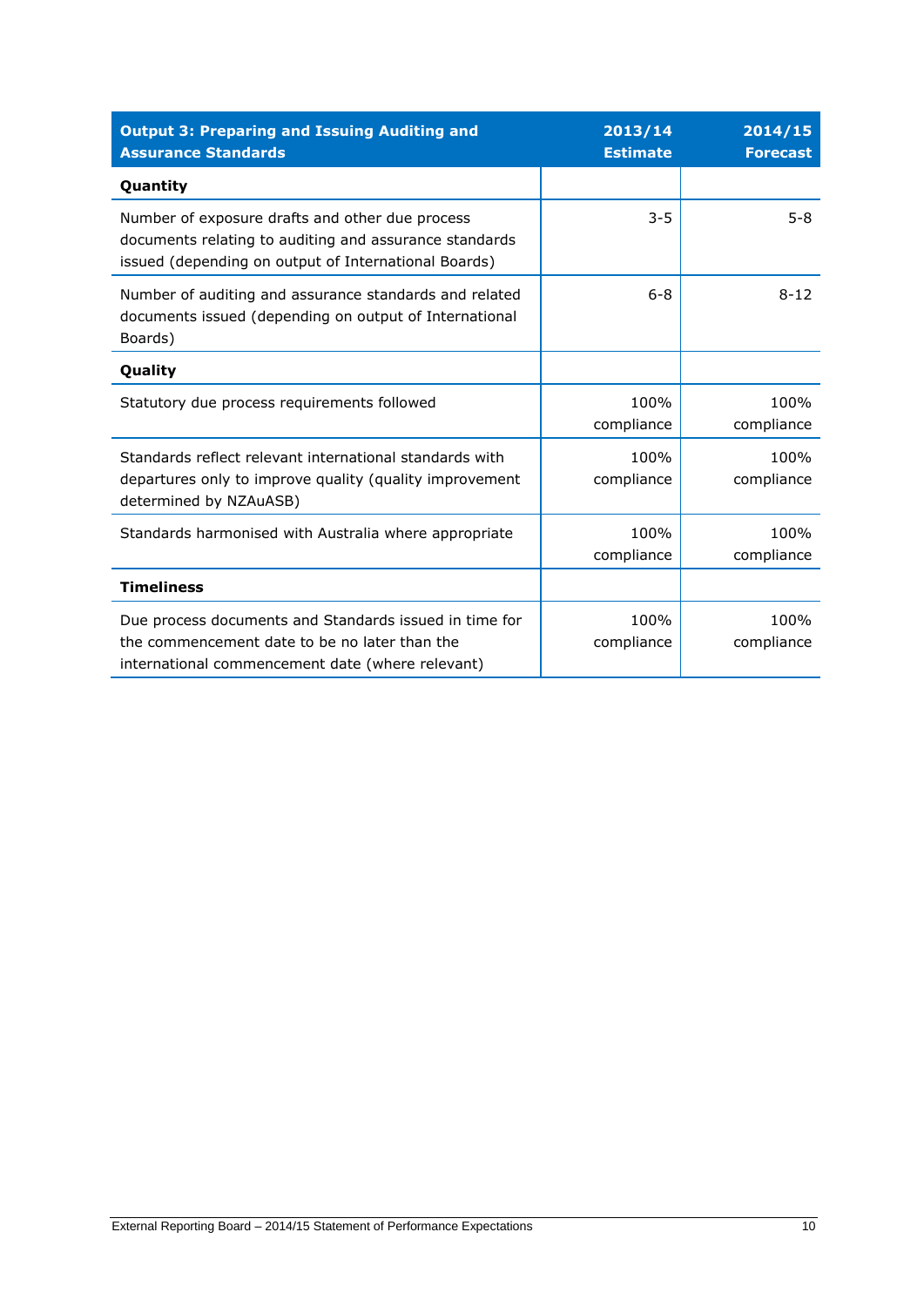| **Output 3: Preparing and Issuing Auditing and Assurance Standards** | **2013/14 Estimate** | **2014/15 Forecast** |
|---|---|---|
| **Quantity** | | |
| Number of exposure drafts and other due process documents relating to auditing and assurance standards issued (depending on output of International Boards) | 3-5 | 5-8 |
| Number of auditing and assurance standards and related documents issued (depending on output of International Boards) | 6-8 | 8-12 |
| **Quality** | | |
| Statutory due process requirements followed | 100% compliance | 100% compliance |
| Standards reflect relevant international standards with departures only to improve quality (quality improvement determined by NZAuASB) | 100% compliance | 100% compliance |
| Standards harmonised with Australia where appropriate | 100% compliance | 100% compliance |
| **Timeliness** | | |
| Due process documents and Standards issued in time for the commencement date to be no later than the international commencement date (where relevant) | 100% compliance | 100% compliance |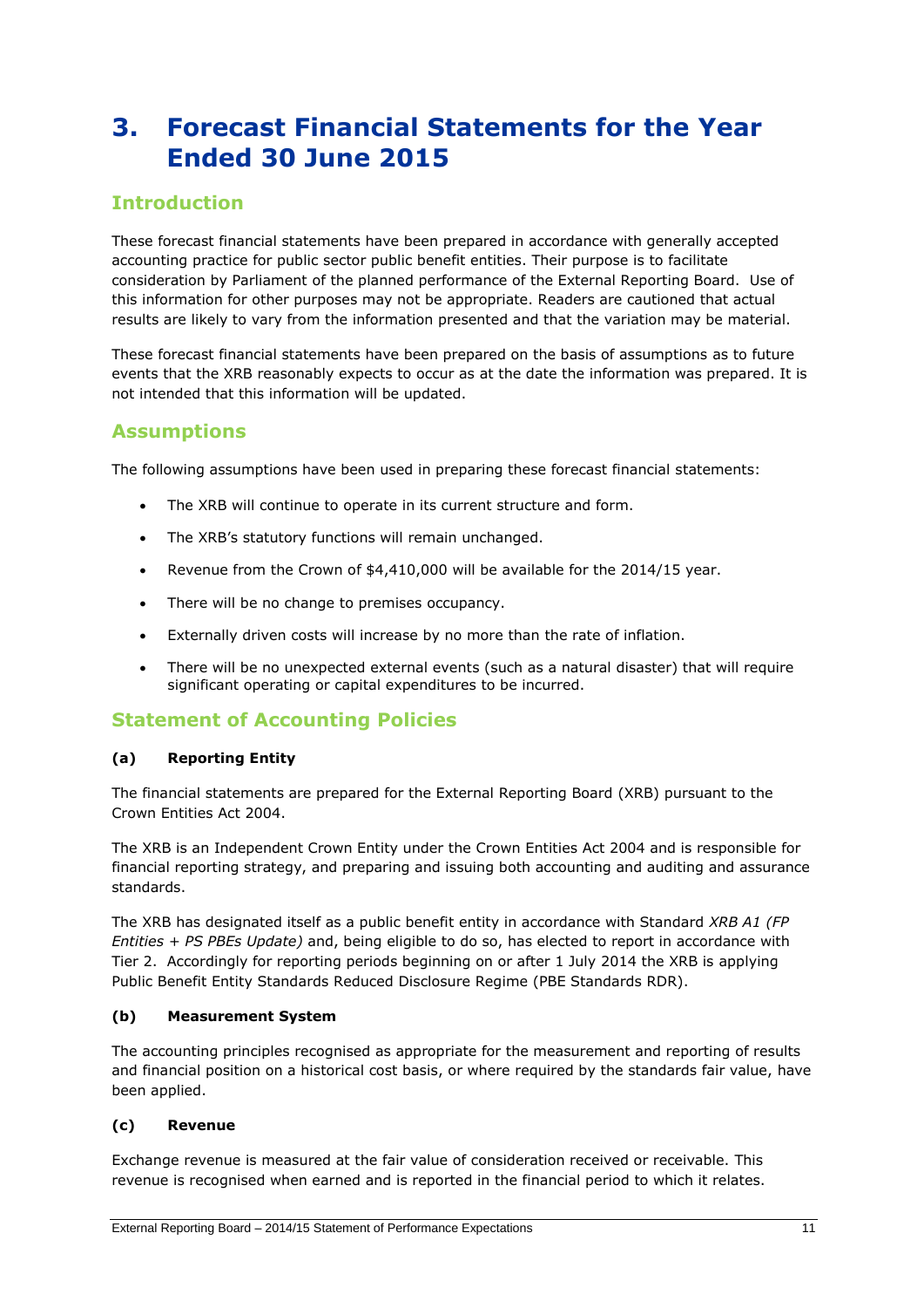# 3. Forecast Financial Statements for the Year Ended 30 June 2015

## Introduction

These forecast financial statements have been prepared in accordance with generally accepted accounting practice for public sector public benefit entities. Their purpose is to facilitate consideration by Parliament of the planned performance of the External Reporting Board. Use of this information for other purposes may not be appropriate. Readers are cautioned that actual results are likely to vary from the information presented and that the variation may be material.

These forecast financial statements have been prepared on the basis of assumptions as to future events that the XRB reasonably expects to occur as at the date the information was prepared. It is not intended that this information will be updated.

## Assumptions

The following assumptions have been used in preparing these forecast financial statements:

- The XRB will continue to operate in its current structure and form.
- The XRB's statutory functions will remain unchanged.
- Revenue from the Crown of $4,410,000 will be available for the 2014/15 year.
- There will be no change to premises occupancy.
- Externally driven costs will increase by no more than the rate of inflation.
- There will be no unexpected external events (such as a natural disaster) that will require significant operating or capital expenditures to be incurred.

## Statement of Accounting Policies

### (a) Reporting Entity

The financial statements are prepared for the External Reporting Board (XRB) pursuant to the Crown Entities Act 2004.

The XRB is an Independent Crown Entity under the Crown Entities Act 2004 and is responsible for financial reporting strategy, and preparing and issuing both accounting and auditing and assurance standards.

The XRB has designated itself as a public benefit entity in accordance with Standard *XRB A1 (FP Entities + PS PBEs Update)* and, being eligible to do so, has elected to report in accordance with Tier 2. Accordingly for reporting periods beginning on or after 1 July 2014 the XRB is applying Public Benefit Entity Standards Reduced Disclosure Regime (PBE Standards RDR).

### (b) Measurement System

The accounting principles recognised as appropriate for the measurement and reporting of results and financial position on a historical cost basis, or where required by the standards fair value, have been applied.

### (c) Revenue

Exchange revenue is measured at the fair value of consideration received or receivable. This revenue is recognised when earned and is reported in the financial period to which it relates.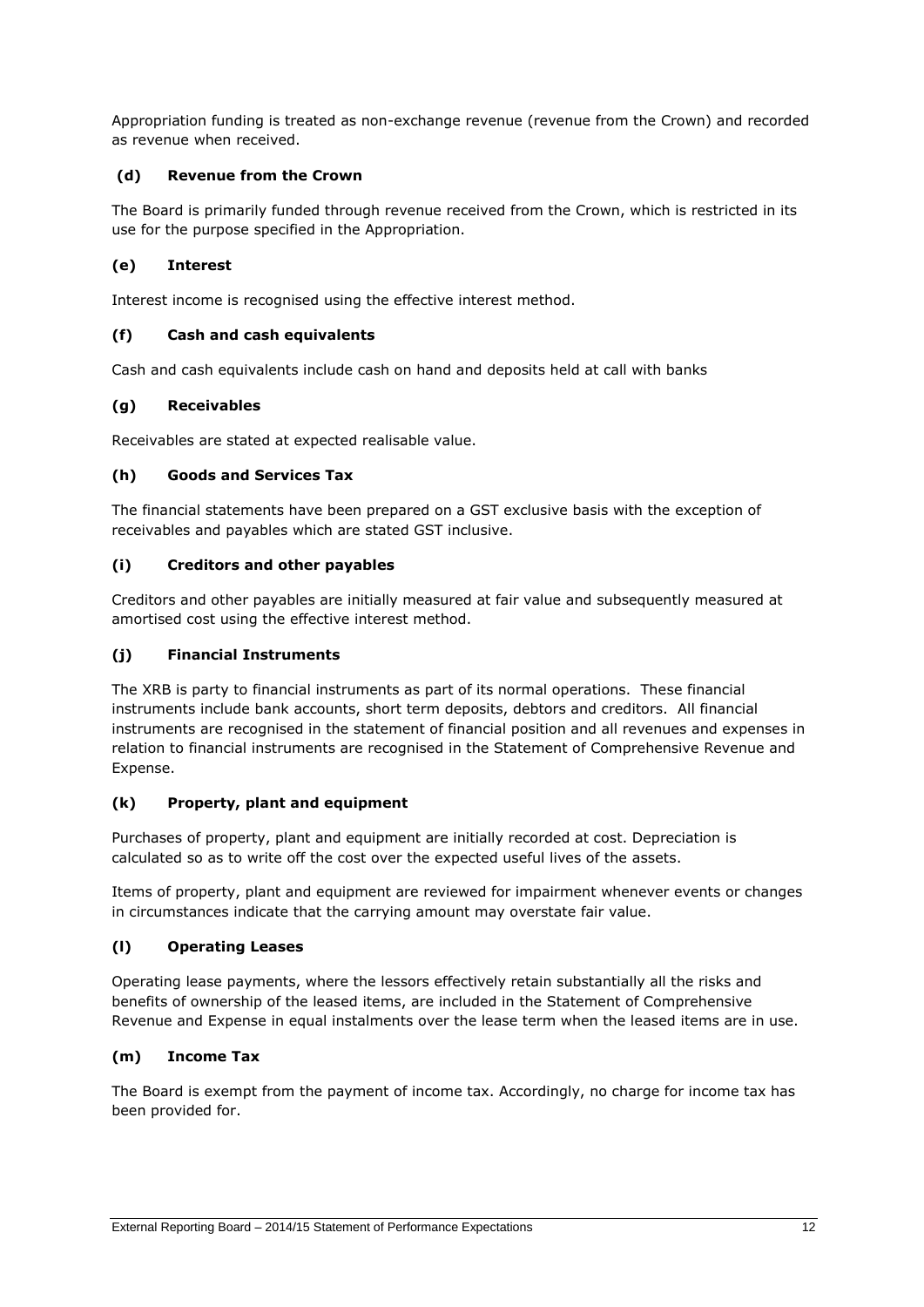Appropriation funding is treated as non-exchange revenue (revenue from the Crown) and recorded as revenue when received.

### (d) Revenue from the Crown

The Board is primarily funded through revenue received from the Crown, which is restricted in its use for the purpose specified in the Appropriation.

### (e) Interest

Interest income is recognised using the effective interest method.

### (f) Cash and cash equivalents

Cash and cash equivalents include cash on hand and deposits held at call with banks

### (g) Receivables

Receivables are stated at expected realisable value.

### (h) Goods and Services Tax

The financial statements have been prepared on a GST exclusive basis with the exception of receivables and payables which are stated GST inclusive.

### (i) Creditors and other payables

Creditors and other payables are initially measured at fair value and subsequently measured at amortised cost using the effective interest method.

### (j) Financial Instruments

The XRB is party to financial instruments as part of its normal operations. These financial instruments include bank accounts, short term deposits, debtors and creditors. All financial instruments are recognised in the statement of financial position and all revenues and expenses in relation to financial instruments are recognised in the Statement of Comprehensive Revenue and Expense.

### (k) Property, plant and equipment

Purchases of property, plant and equipment are initially recorded at cost. Depreciation is calculated so as to write off the cost over the expected useful lives of the assets.

Items of property, plant and equipment are reviewed for impairment whenever events or changes in circumstances indicate that the carrying amount may overstate fair value.

### (l) Operating Leases

Operating lease payments, where the lessors effectively retain substantially all the risks and benefits of ownership of the leased items, are included in the Statement of Comprehensive Revenue and Expense in equal instalments over the lease term when the leased items are in use.

### (m) Income Tax

The Board is exempt from the payment of income tax. Accordingly, no charge for income tax has been provided for.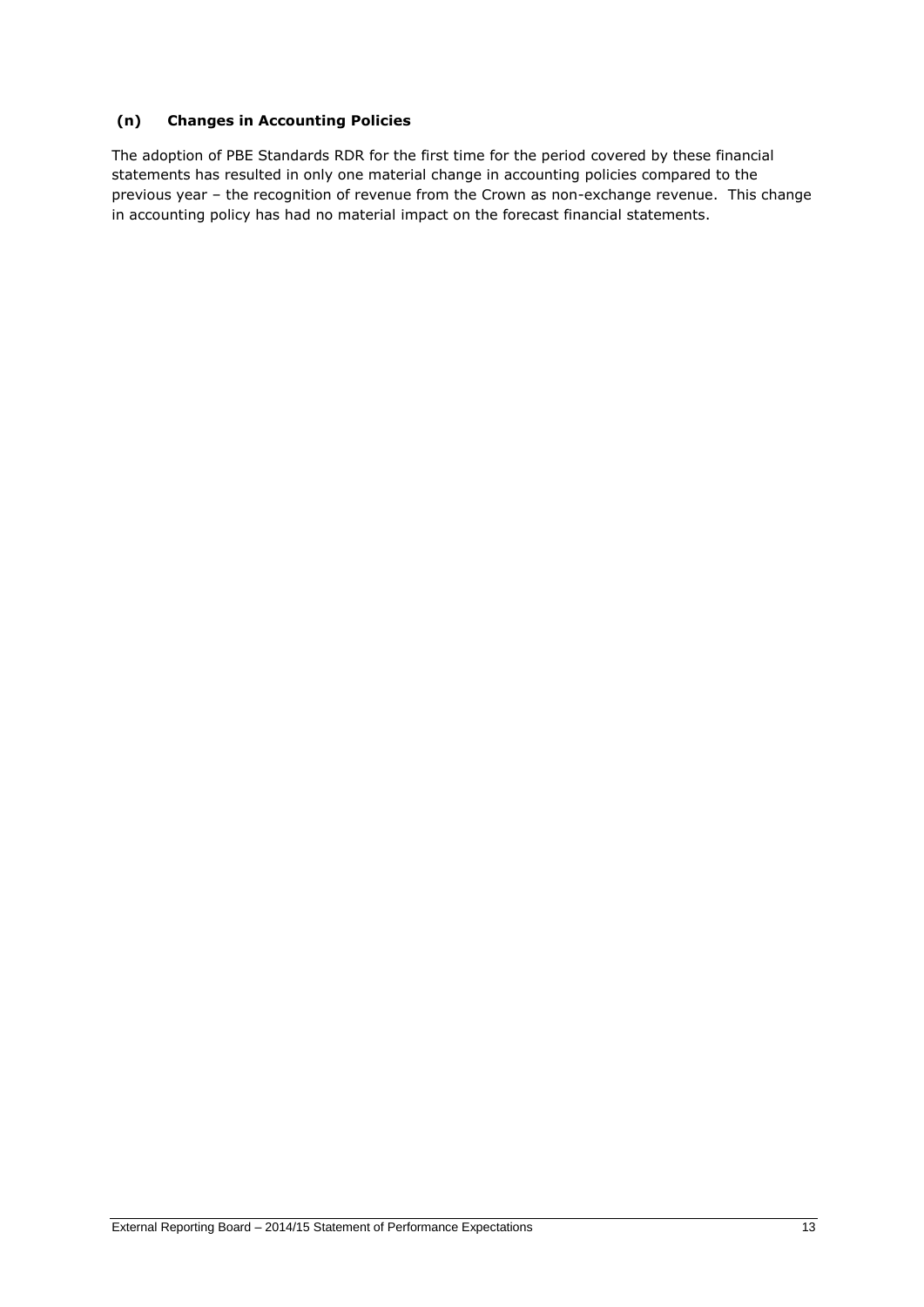### (n) Changes in Accounting Policies

The adoption of PBE Standards RDR for the first time for the period covered by these financial statements has resulted in only one material change in accounting policies compared to the previous year – the recognition of revenue from the Crown as non-exchange revenue. This change in accounting policy has had no material impact on the forecast financial statements.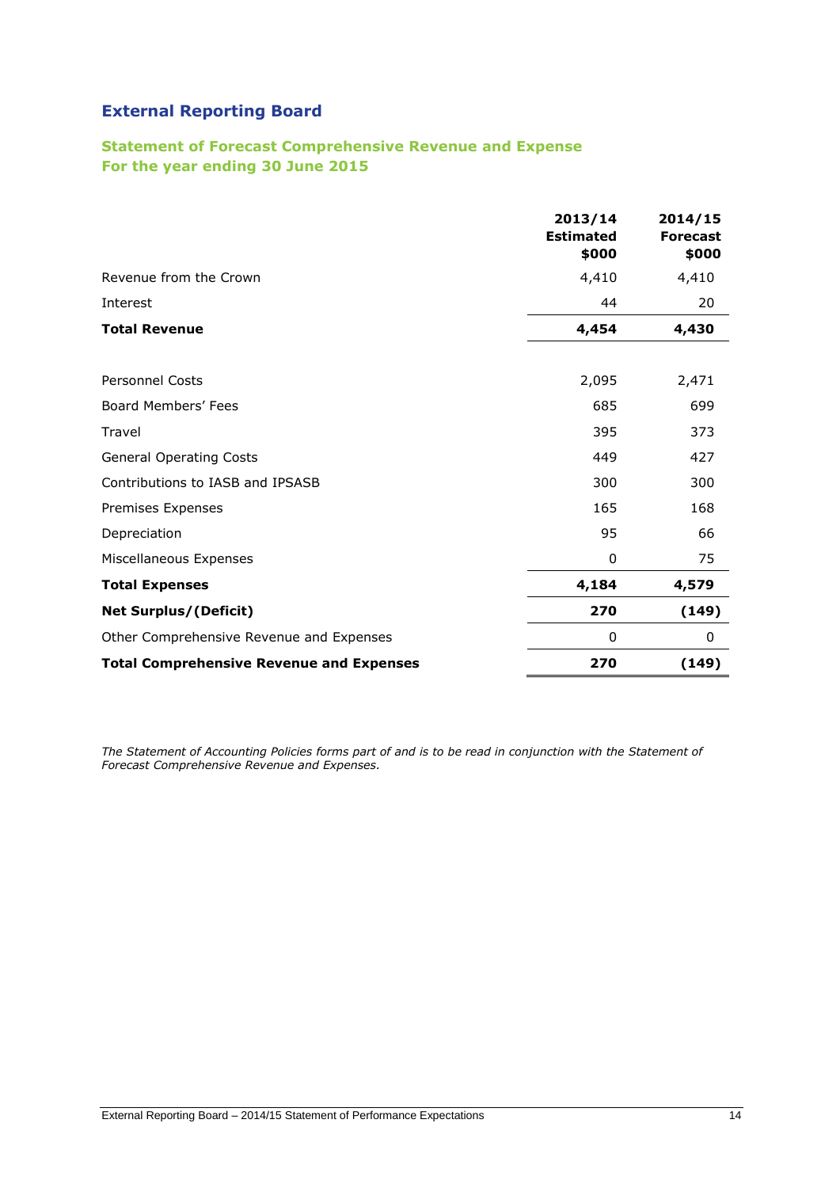## External Reporting Board

### Statement of Forecast Comprehensive Revenue and Expense
### For the year ending 30 June 2015

| | 2013/14 Estimated $000 | 2014/15 Forecast $000 |
|---|---|---|
| Revenue from the Crown | 4,410 | 4,410 |
| Interest | 44 | 20 |
| **Total Revenue** | **4,454** | **4,430** |
| | | |
| Personnel Costs | 2,095 | 2,471 |
| Board Members' Fees | 685 | 699 |
| Travel | 395 | 373 |
| General Operating Costs | 449 | 427 |
| Contributions to IASB and IPSASB | 300 | 300 |
| Premises Expenses | 165 | 168 |
| Depreciation | 95 | 66 |
| Miscellaneous Expenses | 0 | 75 |
| **Total Expenses** | **4,184** | **4,579** |
| **Net Surplus/(Deficit)** | **270** | **(149)** |
| Other Comprehensive Revenue and Expenses | 0 | 0 |
| **Total Comprehensive Revenue and Expenses** | **270** | **(149)** |

*The Statement of Accounting Policies forms part of and is to be read in conjunction with the Statement of Forecast Comprehensive Revenue and Expenses.*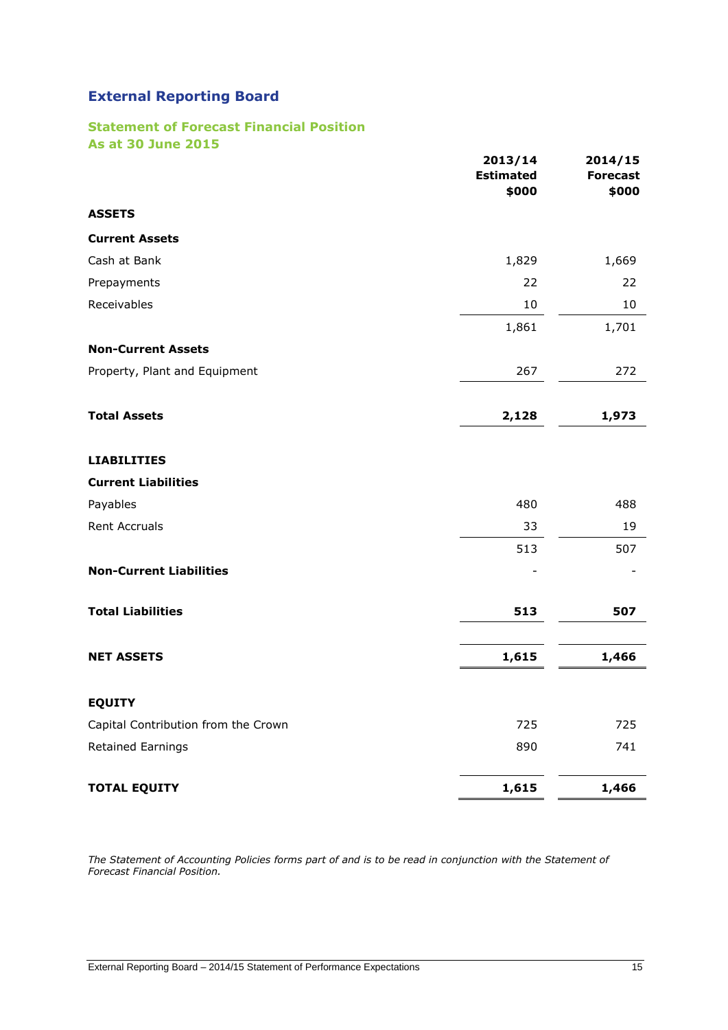## External Reporting Board

### Statement of Forecast Financial Position
### As at 30 June 2015

| | 2013/14 Estimated $000 | 2014/15 Forecast $000 |
|---|---|---|
| **ASSETS** | | |
| **Current Assets** | | |
| Cash at Bank | 1,829 | 1,669 |
| Prepayments | 22 | 22 |
| Receivables | 10 | 10 |
| | 1,861 | 1,701 |
| **Non-Current Assets** | | |
| Property, Plant and Equipment | 267 | 272 |
| **Total Assets** | **2,128** | **1,973** |
| **LIABILITIES** | | |
| **Current Liabilities** | | |
| Payables | 480 | 488 |
| Rent Accruals | 33 | 19 |
| | 513 | 507 |
| **Non-Current Liabilities** | - | - |
| **Total Liabilities** | **513** | **507** |
| **NET ASSETS** | **1,615** | **1,466** |
| **EQUITY** | | |
| Capital Contribution from the Crown | 725 | 725 |
| Retained Earnings | 890 | 741 |
| **TOTAL EQUITY** | **1,615** | **1,466** |

*The Statement of Accounting Policies forms part of and is to be read in conjunction with the Statement of Forecast Financial Position.*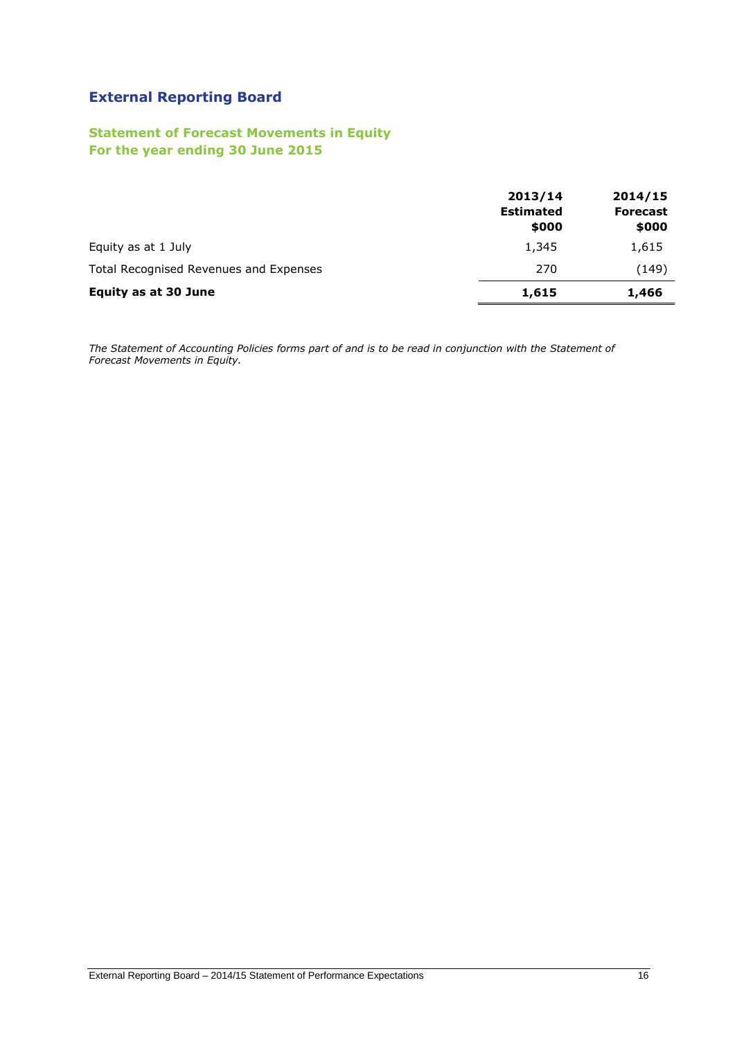## External Reporting Board

### Statement of Forecast Movements in Equity
### For the year ending 30 June 2015

| | 2013/14 Estimated $000 | 2014/15 Forecast $000 |
|---|---|---|
| Equity as at 1 July | 1,345 | 1,615 |
| Total Recognised Revenues and Expenses | 270 | (149) |
| **Equity as at 30 June** | **1,615** | **1,466** |

*The Statement of Accounting Policies forms part of and is to be read in conjunction with the Statement of Forecast Movements in Equity.*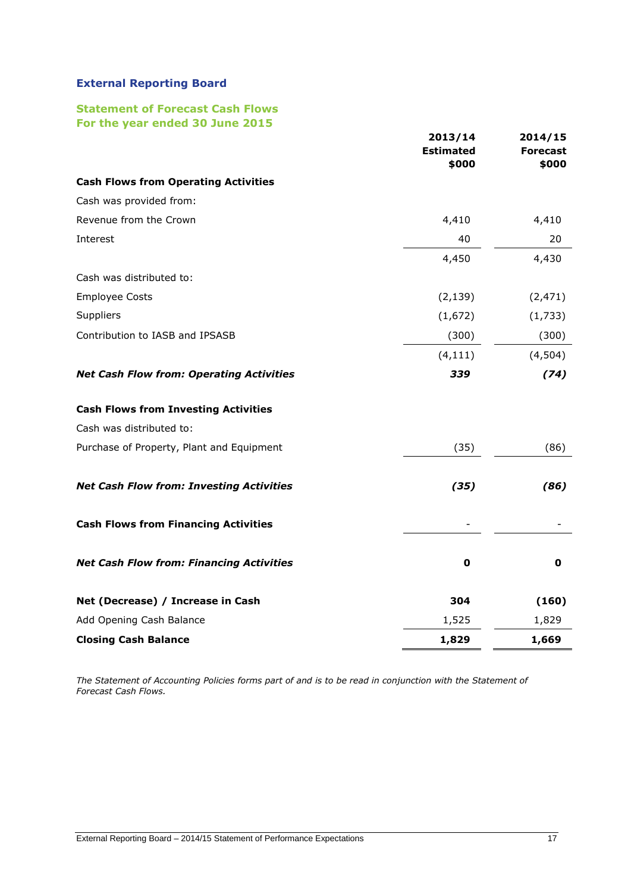## External Reporting Board

### Statement of Forecast Cash Flows
### For the year ended 30 June 2015

| | 2013/14 Estimated $000 | 2014/15 Forecast $000 |
|---|---|---|
| **Cash Flows from Operating Activities** | | |
| Cash was provided from: | | |
| Revenue from the Crown | 4,410 | 4,410 |
| Interest | 40 | 20 |
| | 4,450 | 4,430 |
| Cash was distributed to: | | |
| Employee Costs | (2,139) | (2,471) |
| Suppliers | (1,672) | (1,733) |
| Contribution to IASB and IPSASB | (300) | (300) |
| | (4,111) | (4,504) |
| ***Net Cash Flow from: Operating Activities*** | ***339*** | ***(74)*** |
| **Cash Flows from Investing Activities** | | |
| Cash was distributed to: | | |
| Purchase of Property, Plant and Equipment | (35) | (86) |
| ***Net Cash Flow from: Investing Activities*** | ***(35)*** | ***(86)*** |
| **Cash Flows from Financing Activities** | - | - |
| ***Net Cash Flow from: Financing Activities*** | **0** | **0** |
| **Net (Decrease) / Increase in Cash** | **304** | **(160)** |
| Add Opening Cash Balance | 1,525 | 1,829 |
| **Closing Cash Balance** | **1,829** | **1,669** |

*The Statement of Accounting Policies forms part of and is to be read in conjunction with the Statement of Forecast Cash Flows.*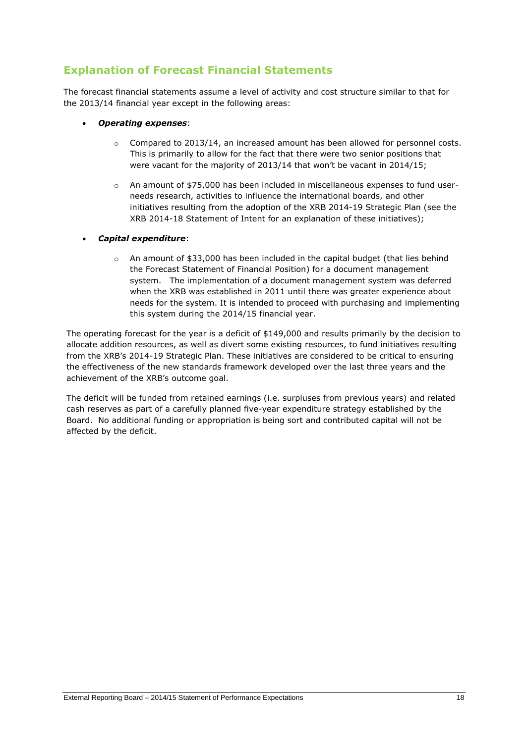## Explanation of Forecast Financial Statements

The forecast financial statements assume a level of activity and cost structure similar to that for the 2013/14 financial year except in the following areas:

- ***Operating expenses***:
  - Compared to 2013/14, an increased amount has been allowed for personnel costs. This is primarily to allow for the fact that there were two senior positions that were vacant for the majority of 2013/14 that won't be vacant in 2014/15;
  - An amount of $75,000 has been included in miscellaneous expenses to fund user-needs research, activities to influence the international boards, and other initiatives resulting from the adoption of the XRB 2014-19 Strategic Plan (see the XRB 2014-18 Statement of Intent for an explanation of these initiatives);
- ***Capital expenditure***:
  - An amount of $33,000 has been included in the capital budget (that lies behind the Forecast Statement of Financial Position) for a document management system. The implementation of a document management system was deferred when the XRB was established in 2011 until there was greater experience about needs for the system. It is intended to proceed with purchasing and implementing this system during the 2014/15 financial year.

The operating forecast for the year is a deficit of $149,000 and results primarily by the decision to allocate addition resources, as well as divert some existing resources, to fund initiatives resulting from the XRB's 2014-19 Strategic Plan. These initiatives are considered to be critical to ensuring the effectiveness of the new standards framework developed over the last three years and the achievement of the XRB's outcome goal.

The deficit will be funded from retained earnings (i.e. surpluses from previous years) and related cash reserves as part of a carefully planned five-year expenditure strategy established by the Board. No additional funding or appropriation is being sort and contributed capital will not be affected by the deficit.